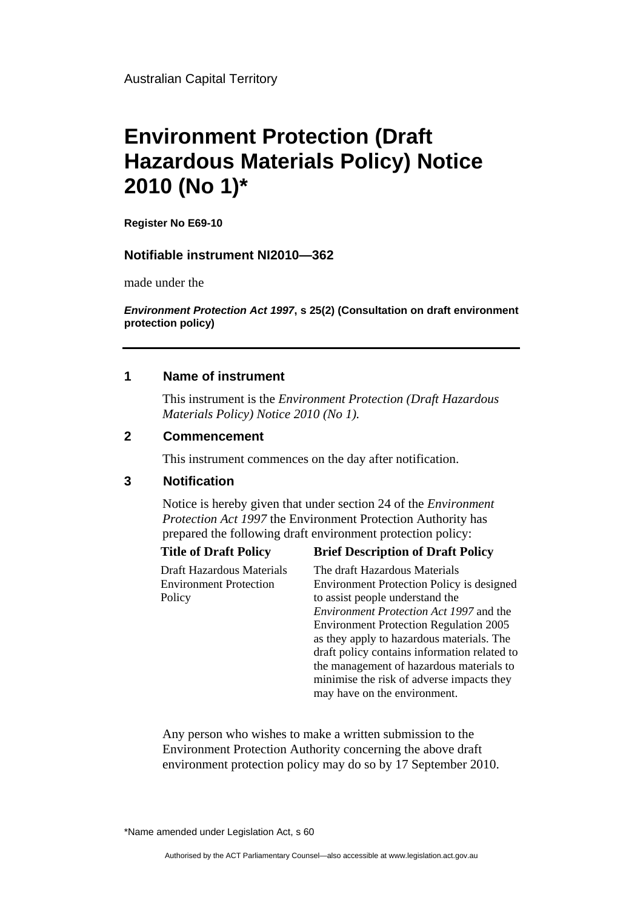Australian Capital Territory

# Environment Protection (Draft Hazardous Materials Policy) Notice 2010 (No 1)*

**Register No E69-10**

**Notifiable instrument NI2010—362**

made under the

***Environment Protection Act 1997*, s 25(2) (Consultation on draft environment protection policy)**

---

## 1 Name of instrument

This instrument is the *Environment Protection (Draft Hazardous Materials Policy) Notice 2010 (No 1).*

## 2 Commencement

This instrument commences on the day after notification.

## 3 Notification

Notice is hereby given that under section 24 of the *Environment Protection Act 1997* the Environment Protection Authority has prepared the following draft environment protection policy:

| Title of Draft Policy | Brief Description of Draft Policy |
| --- | --- |
| Draft Hazardous Materials Environment Protection Policy | The draft Hazardous Materials Environment Protection Policy is designed to assist people understand the *Environment Protection Act 1997* and the Environment Protection Regulation 2005 as they apply to hazardous materials. The draft policy contains information related to the management of hazardous materials to minimise the risk of adverse impacts they may have on the environment. |

Any person who wishes to make a written submission to the Environment Protection Authority concerning the above draft environment protection policy may do so by 17 September 2010.

*Name amended under Legislation Act, s 60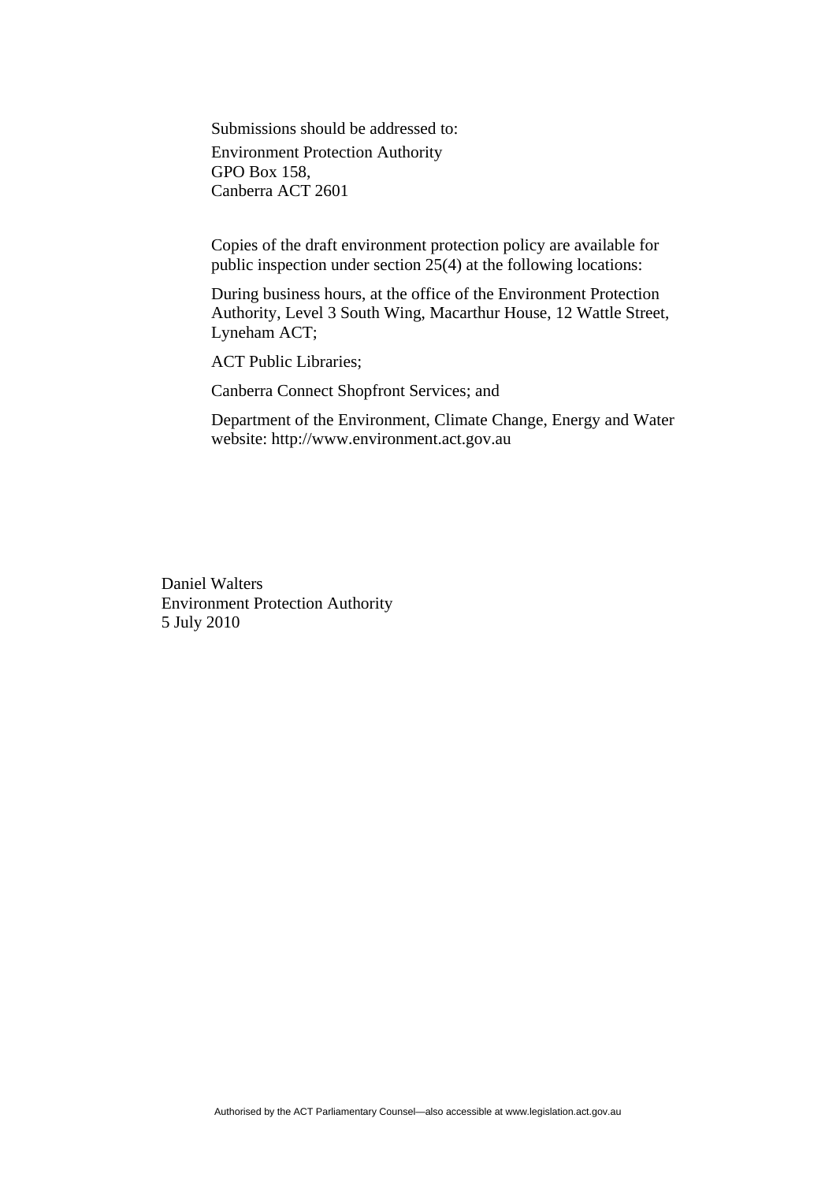Submissions should be addressed to:

Environment Protection Authority
GPO Box 158,
Canberra ACT 2601

Copies of the draft environment protection policy are available for public inspection under section 25(4) at the following locations:

During business hours, at the office of the Environment Protection Authority, Level 3 South Wing, Macarthur House, 12 Wattle Street, Lyneham ACT;

ACT Public Libraries;

Canberra Connect Shopfront Services; and

Department of the Environment, Climate Change, Energy and Water website: http://www.environment.act.gov.au

Daniel Walters
Environment Protection Authority
5 July 2010